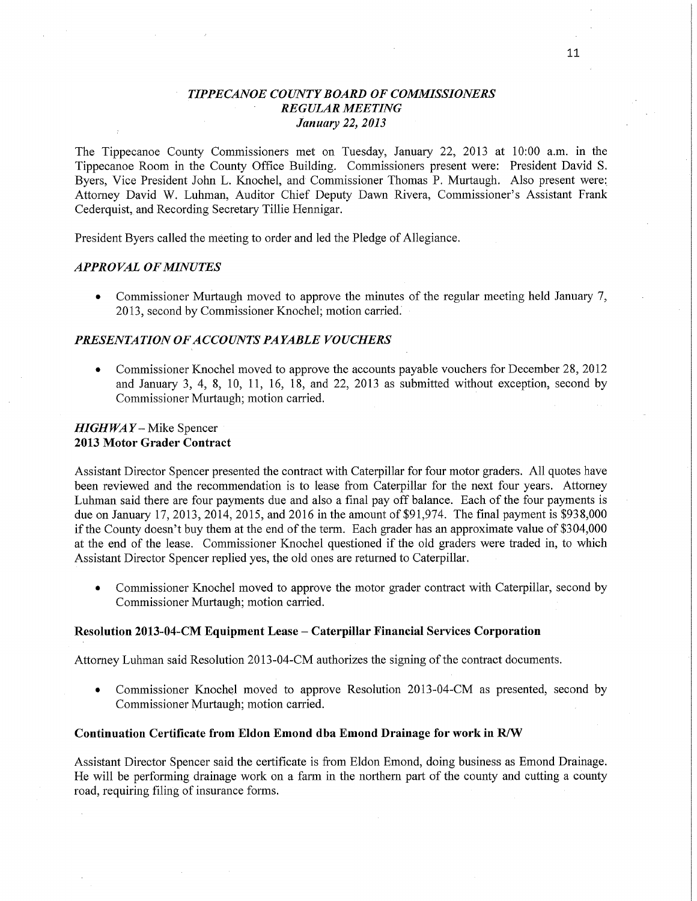### *TIPPECANOE COUNTY BOARD OF COMMISSIONERS*
### *REGULAR MEETING*
### *January 22, 2013*

The Tippecanoe County Commissioners met on Tuesday, January 22, 2013 at 10:00 a.m. in the Tippecanoe Room in the County Office Building. Commissioners present were: President David S. Byers, Vice President John L. Knochel, and Commissioner Thomas P. Murtaugh. Also present were: Attorney David W. Luhman, Auditor Chief Deputy Dawn Rivera, Commissioner's Assistant Frank Cederquist, and Recording Secretary Tillie Hennigar.

President Byers called the meeting to order and led the Pledge of Allegiance.

## *APPROVAL OF MINUTES*

- Commissioner Murtaugh moved to approve the minutes of the regular meeting held January 7, 2013, second by Commissioner Knochel; motion carried.

## *PRESENTATION OF ACCOUNTS PAYABLE VOUCHERS*

- Commissioner Knochel moved to approve the accounts payable vouchers for December 28, 2012 and January 3, 4, 8, 10, 11, 16, 18, and 22, 2013 as submitted without exception, second by Commissioner Murtaugh; motion carried.

## *HIGHWAY* – Mike Spencer

### 2013 Motor Grader Contract

Assistant Director Spencer presented the contract with Caterpillar for four motor graders. All quotes have been reviewed and the recommendation is to lease from Caterpillar for the next four years. Attorney Luhman said there are four payments due and also a final pay off balance. Each of the four payments is due on January 17, 2013, 2014, 2015, and 2016 in the amount of $91,974. The final payment is $938,000 if the County doesn't buy them at the end of the term. Each grader has an approximate value of $304,000 at the end of the lease. Commissioner Knochel questioned if the old graders were traded in, to which Assistant Director Spencer replied yes, the old ones are returned to Caterpillar.

- Commissioner Knochel moved to approve the motor grader contract with Caterpillar, second by Commissioner Murtaugh; motion carried.

### Resolution 2013-04-CM Equipment Lease – Caterpillar Financial Services Corporation

Attorney Luhman said Resolution 2013-04-CM authorizes the signing of the contract documents.

- Commissioner Knochel moved to approve Resolution 2013-04-CM as presented, second by Commissioner Murtaugh; motion carried.

### Continuation Certificate from Eldon Emond dba Emond Drainage for work in R/W

Assistant Director Spencer said the certificate is from Eldon Emond, doing business as Emond Drainage. He will be performing drainage work on a farm in the northern part of the county and cutting a county road, requiring filing of insurance forms.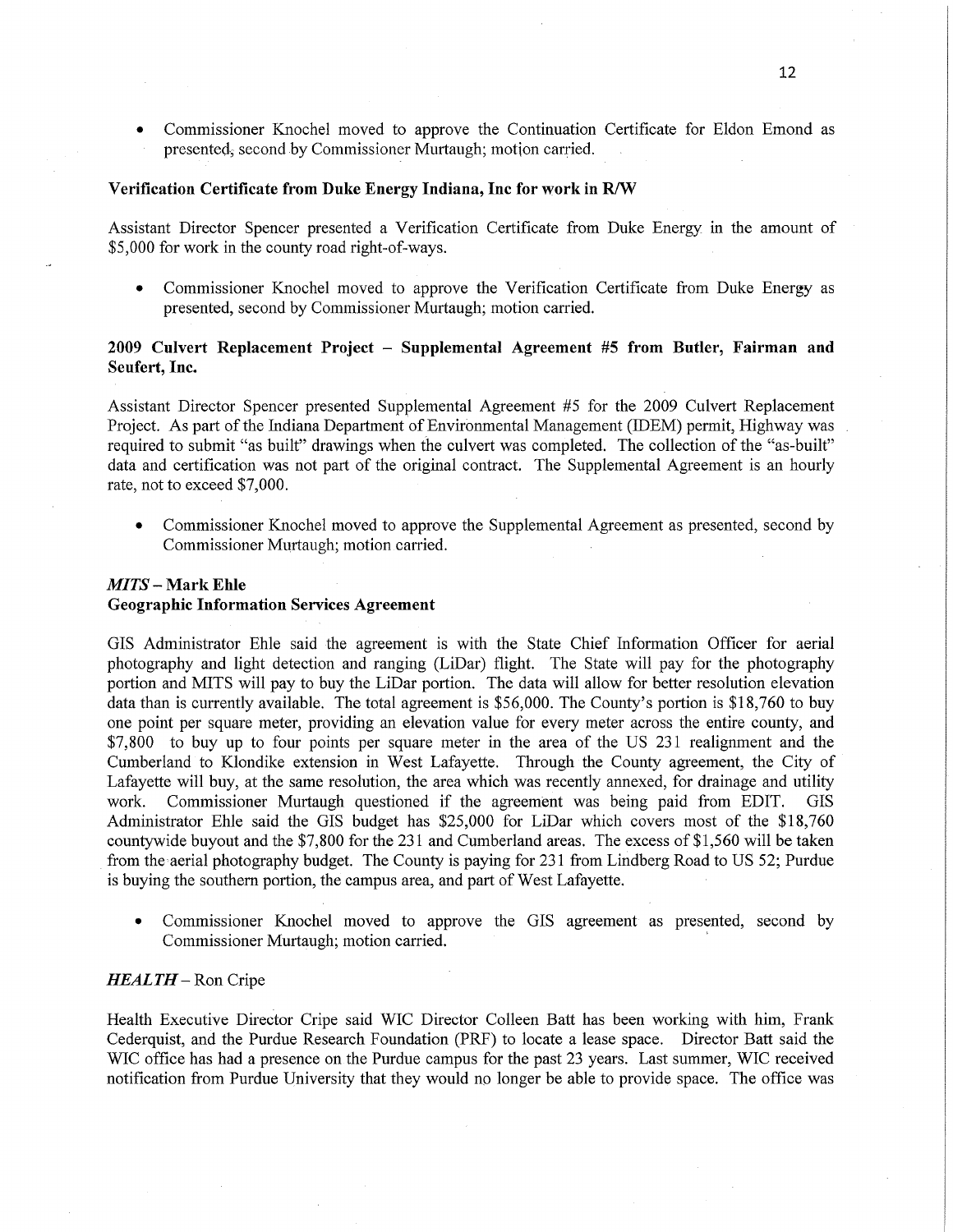- Commissioner Knochel moved to approve the Continuation Certificate for Eldon Emond as presented, second by Commissioner Murtaugh; motion carried.

**Verification Certificate from Duke Energy Indiana, Inc for work in R/W**

Assistant Director Spencer presented a Verification Certificate from Duke Energy in the amount of $5,000 for work in the county road right-of-ways.

- Commissioner Knochel moved to approve the Verification Certificate from Duke Energy as presented, second by Commissioner Murtaugh; motion carried.

**2009 Culvert Replacement Project – Supplemental Agreement #5 from Butler, Fairman and Seufert, Inc.**

Assistant Director Spencer presented Supplemental Agreement #5 for the 2009 Culvert Replacement Project. As part of the Indiana Department of Environmental Management (IDEM) permit, Highway was required to submit "as built" drawings when the culvert was completed. The collection of the "as-built" data and certification was not part of the original contract. The Supplemental Agreement is an hourly rate, not to exceed $7,000.

- Commissioner Knochel moved to approve the Supplemental Agreement as presented, second by Commissioner Murtaugh; motion carried.

***MITS* – Mark Ehle**
**Geographic Information Services Agreement**

GIS Administrator Ehle said the agreement is with the State Chief Information Officer for aerial photography and light detection and ranging (LiDar) flight. The State will pay for the photography portion and MITS will pay to buy the LiDar portion. The data will allow for better resolution elevation data than is currently available. The total agreement is $56,000. The County's portion is $18,760 to buy one point per square meter, providing an elevation value for every meter across the entire county, and $7,800 to buy up to four points per square meter in the area of the US 231 realignment and the Cumberland to Klondike extension in West Lafayette. Through the County agreement, the City of Lafayette will buy, at the same resolution, the area which was recently annexed, for drainage and utility work. Commissioner Murtaugh questioned if the agreement was being paid from EDIT. GIS Administrator Ehle said the GIS budget has $25,000 for LiDar which covers most of the $18,760 countywide buyout and the $7,800 for the 231 and Cumberland areas. The excess of $1,560 will be taken from the aerial photography budget. The County is paying for 231 from Lindberg Road to US 52; Purdue is buying the southern portion, the campus area, and part of West Lafayette.

- Commissioner Knochel moved to approve the GIS agreement as presented, second by Commissioner Murtaugh; motion carried.

***HEALTH* – Ron Cripe**

Health Executive Director Cripe said WIC Director Colleen Batt has been working with him, Frank Cederquist, and the Purdue Research Foundation (PRF) to locate a lease space. Director Batt said the WIC office has had a presence on the Purdue campus for the past 23 years. Last summer, WIC received notification from Purdue University that they would no longer be able to provide space. The office was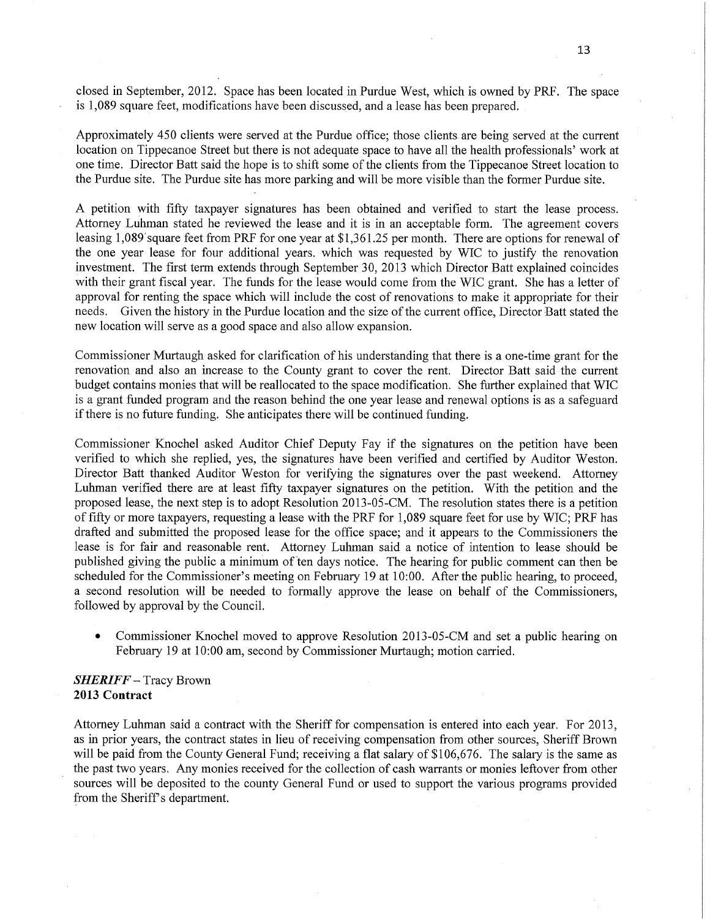closed in September, 2012. Space has been located in Purdue West, which is owned by PRF. The space is 1,089 square feet, modifications have been discussed, and a lease has been prepared.

Approximately 450 clients were served at the Purdue office; those clients are being served at the current location on Tippecanoe Street but there is not adequate space to have all the health professionals' work at one time. Director Batt said the hope is to shift some of the clients from the Tippecanoe Street location to the Purdue site. The Purdue site has more parking and will be more visible than the former Purdue site.

A petition with fifty taxpayer signatures has been obtained and verified to start the lease process. Attorney Luhman stated he reviewed the lease and it is in an acceptable form. The agreement covers leasing 1,089 square feet from PRF for one year at $1,361.25 per month. There are options for renewal of the one year lease for four additional years. which was requested by WIC to justify the renovation investment. The first term extends through September 30, 2013 which Director Batt explained coincides with their grant fiscal year. The funds for the lease would come from the WIC grant. She has a letter of approval for renting the space which will include the cost of renovations to make it appropriate for their needs. Given the history in the Purdue location and the size of the current office, Director Batt stated the new location will serve as a good space and also allow expansion.

Commissioner Murtaugh asked for clarification of his understanding that there is a one-time grant for the renovation and also an increase to the County grant to cover the rent. Director Batt said the current budget contains monies that will be reallocated to the space modification. She further explained that WIC is a grant funded program and the reason behind the one year lease and renewal options is as a safeguard if there is no future funding. She anticipates there will be continued funding.

Commissioner Knochel asked Auditor Chief Deputy Fay if the signatures on the petition have been verified to which she replied, yes, the signatures have been verified and certified by Auditor Weston. Director Batt thanked Auditor Weston for verifying the signatures over the past weekend. Attorney Luhman verified there are at least fifty taxpayer signatures on the petition. With the petition and the proposed lease, the next step is to adopt Resolution 2013-05-CM. The resolution states there is a petition of fifty or more taxpayers, requesting a lease with the PRF for 1,089 square feet for use by WIC; PRF has drafted and submitted the proposed lease for the office space; and it appears to the Commissioners the lease is for fair and reasonable rent. Attorney Luhman said a notice of intention to lease should be published giving the public a minimum of ten days notice. The hearing for public comment can then be scheduled for the Commissioner's meeting on February 19 at 10:00. After the public hearing, to proceed, a second resolution will be needed to formally approve the lease on behalf of the Commissioners, followed by approval by the Council.

- Commissioner Knochel moved to approve Resolution 2013-05-CM and set a public hearing on February 19 at 10:00 am, second by Commissioner Murtaugh; motion carried.

***SHERIFF*** – Tracy Brown
**2013 Contract**

Attorney Luhman said a contract with the Sheriff for compensation is entered into each year. For 2013, as in prior years, the contract states in lieu of receiving compensation from other sources, Sheriff Brown will be paid from the County General Fund; receiving a flat salary of $106,676. The salary is the same as the past two years. Any monies received for the collection of cash warrants or monies leftover from other sources will be deposited to the county General Fund or used to support the various programs provided from the Sheriff's department.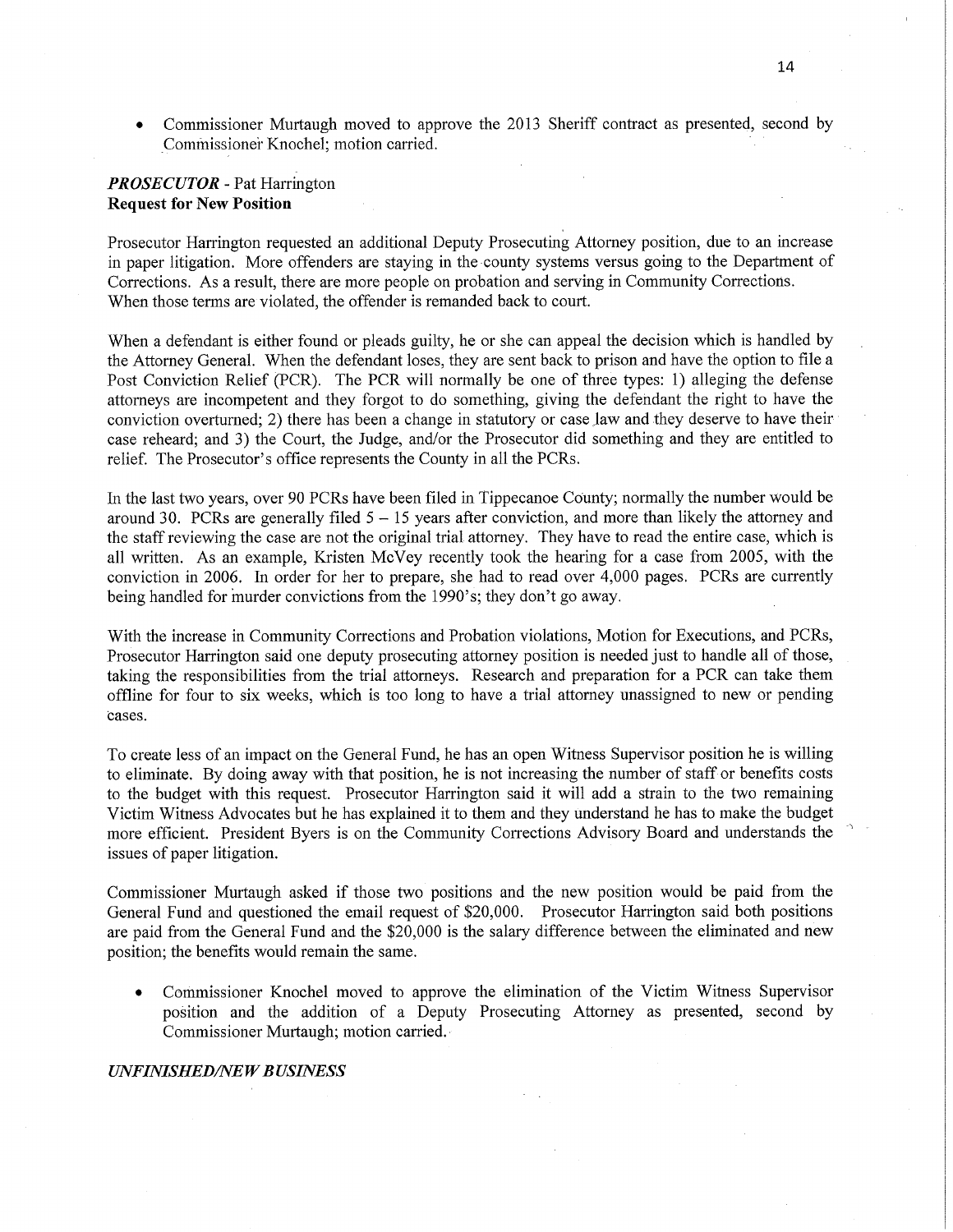- Commissioner Murtaugh moved to approve the 2013 Sheriff contract as presented, second by Commissioner Knochel; motion carried.

***PROSECUTOR*** - Pat Harrington
**Request for New Position**

Prosecutor Harrington requested an additional Deputy Prosecuting Attorney position, due to an increase in paper litigation. More offenders are staying in the county systems versus going to the Department of Corrections. As a result, there are more people on probation and serving in Community Corrections. When those terms are violated, the offender is remanded back to court.

When a defendant is either found or pleads guilty, he or she can appeal the decision which is handled by the Attorney General. When the defendant loses, they are sent back to prison and have the option to file a Post Conviction Relief (PCR). The PCR will normally be one of three types: 1) alleging the defense attorneys are incompetent and they forgot to do something, giving the defendant the right to have the conviction overturned; 2) there has been a change in statutory or case law and they deserve to have their case reheard; and 3) the Court, the Judge, and/or the Prosecutor did something and they are entitled to relief. The Prosecutor's office represents the County in all the PCRs.

In the last two years, over 90 PCRs have been filed in Tippecanoe County; normally the number would be around 30. PCRs are generally filed 5 – 15 years after conviction, and more than likely the attorney and the staff reviewing the case are not the original trial attorney. They have to read the entire case, which is all written. As an example, Kristen McVey recently took the hearing for a case from 2005, with the conviction in 2006. In order for her to prepare, she had to read over 4,000 pages. PCRs are currently being handled for murder convictions from the 1990's; they don't go away.

With the increase in Community Corrections and Probation violations, Motion for Executions, and PCRs, Prosecutor Harrington said one deputy prosecuting attorney position is needed just to handle all of those, taking the responsibilities from the trial attorneys. Research and preparation for a PCR can take them offline for four to six weeks, which is too long to have a trial attorney unassigned to new or pending cases.

To create less of an impact on the General Fund, he has an open Witness Supervisor position he is willing to eliminate. By doing away with that position, he is not increasing the number of staff or benefits costs to the budget with this request. Prosecutor Harrington said it will add a strain to the two remaining Victim Witness Advocates but he has explained it to them and they understand he has to make the budget more efficient. President Byers is on the Community Corrections Advisory Board and understands the issues of paper litigation.

Commissioner Murtaugh asked if those two positions and the new position would be paid from the General Fund and questioned the email request of $20,000. Prosecutor Harrington said both positions are paid from the General Fund and the $20,000 is the salary difference between the eliminated and new position; the benefits would remain the same.

- Commissioner Knochel moved to approve the elimination of the Victim Witness Supervisor position and the addition of a Deputy Prosecuting Attorney as presented, second by Commissioner Murtaugh; motion carried.

***UNFINISHED/NEW BUSINESS***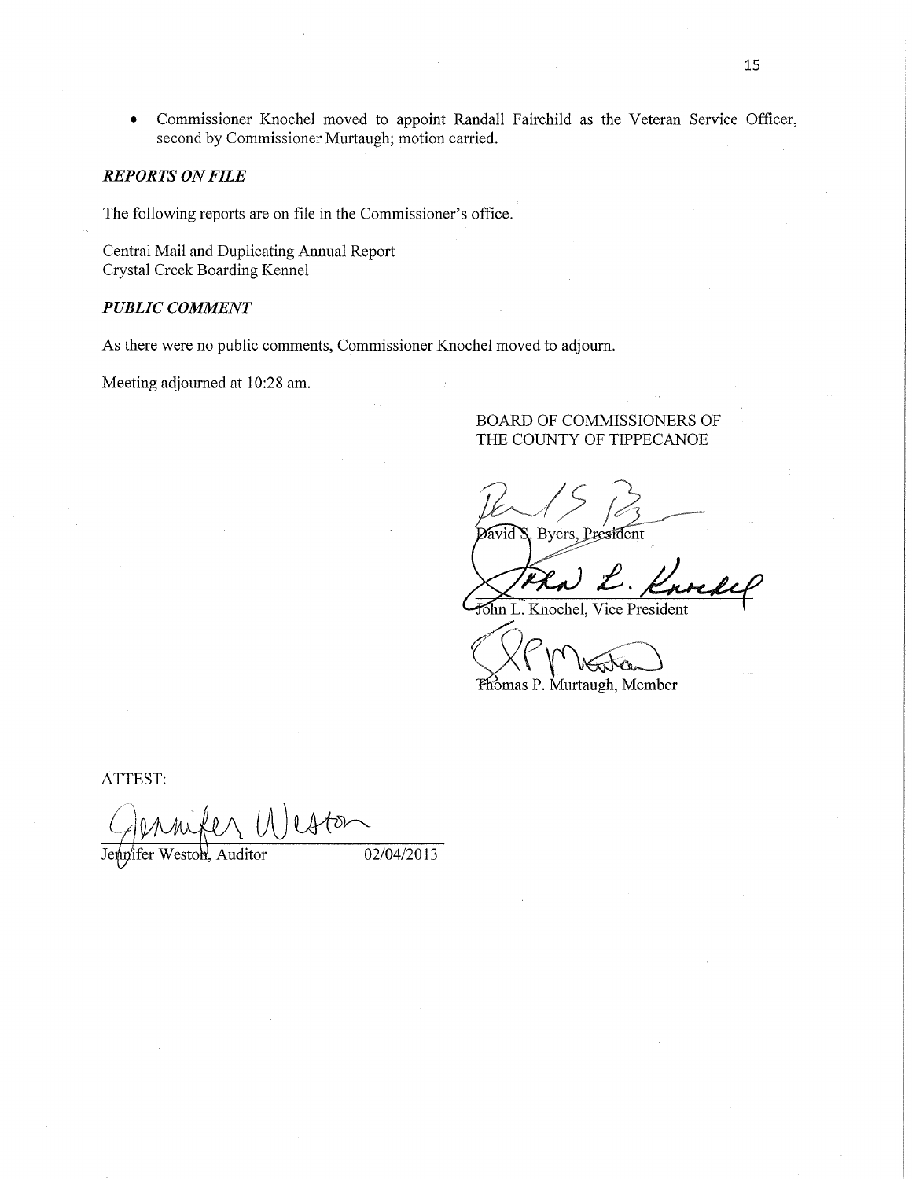- Commissioner Knochel moved to appoint Randall Fairchild as the Veteran Service Officer, second by Commissioner Murtaugh; motion carried.

### *REPORTS ON FILE*

The following reports are on file in the Commissioner's office.

Central Mail and Duplicating Annual Report
Crystal Creek Boarding Kennel

### *PUBLIC COMMENT*

As there were no public comments, Commissioner Knochel moved to adjourn.

Meeting adjourned at 10:28 am.

BOARD OF COMMISSIONERS OF
THE COUNTY OF TIPPECANOE

David S. Byers, President

John L. Knochel, Vice President

Thomas P. Murtaugh, Member

ATTEST:

Jennifer Weston, Auditor　　02/04/2013